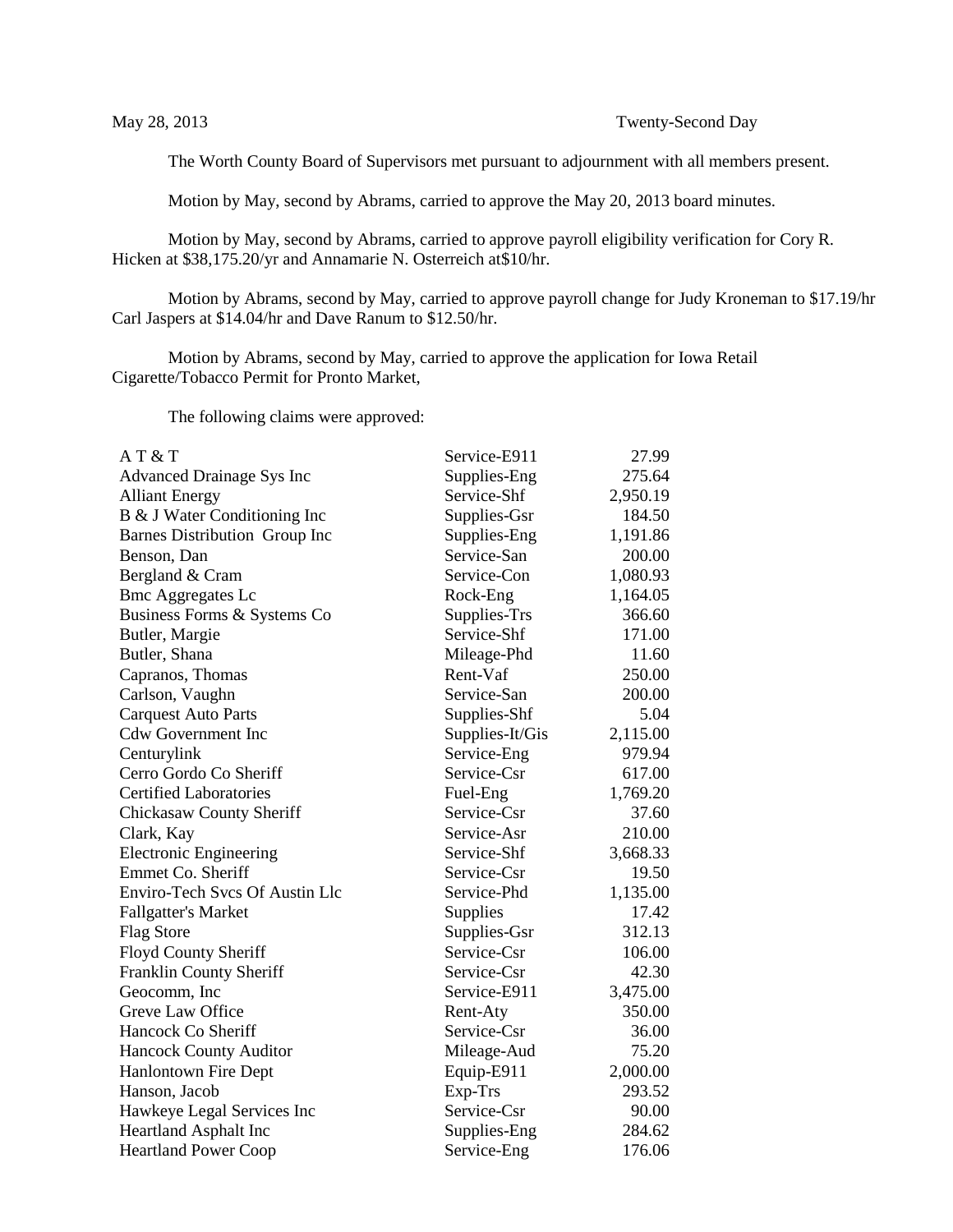May 28, 2013 Twenty-Second Day

The Worth County Board of Supervisors met pursuant to adjournment with all members present.

Motion by May, second by Abrams, carried to approve the May 20, 2013 board minutes.

Motion by May, second by Abrams, carried to approve payroll eligibility verification for Cory R. Hicken at $38,175.20/yr and Annamarie N. Osterreich at$10/hr.

Motion by Abrams, second by May, carried to approve payroll change for Judy Kroneman to $17.19/hr Carl Jaspers at $14.04/hr and Dave Ranum to $12.50/hr.

Motion by Abrams, second by May, carried to approve the application for Iowa Retail Cigarette/Tobacco Permit for Pronto Market,

The following claims were approved:

| | | |
|---|---|---|
| A T & T | Service-E911 | 27.99 |
| Advanced Drainage Sys Inc | Supplies-Eng | 275.64 |
| Alliant Energy | Service-Shf | 2,950.19 |
| B & J Water Conditioning Inc | Supplies-Gsr | 184.50 |
| Barnes Distribution Group Inc | Supplies-Eng | 1,191.86 |
| Benson, Dan | Service-San | 200.00 |
| Bergland & Cram | Service-Con | 1,080.93 |
| Bmc Aggregates Lc | Rock-Eng | 1,164.05 |
| Business Forms & Systems Co | Supplies-Trs | 366.60 |
| Butler, Margie | Service-Shf | 171.00 |
| Butler, Shana | Mileage-Phd | 11.60 |
| Capranos, Thomas | Rent-Vaf | 250.00 |
| Carlson, Vaughn | Service-San | 200.00 |
| Carquest Auto Parts | Supplies-Shf | 5.04 |
| Cdw Government Inc | Supplies-It/Gis | 2,115.00 |
| Centurylink | Service-Eng | 979.94 |
| Cerro Gordo Co Sheriff | Service-Csr | 617.00 |
| Certified Laboratories | Fuel-Eng | 1,769.20 |
| Chickasaw County Sheriff | Service-Csr | 37.60 |
| Clark, Kay | Service-Asr | 210.00 |
| Electronic Engineering | Service-Shf | 3,668.33 |
| Emmet Co. Sheriff | Service-Csr | 19.50 |
| Enviro-Tech Svcs Of Austin Llc | Service-Phd | 1,135.00 |
| Fallgatter's Market | Supplies | 17.42 |
| Flag Store | Supplies-Gsr | 312.13 |
| Floyd County Sheriff | Service-Csr | 106.00 |
| Franklin County Sheriff | Service-Csr | 42.30 |
| Geocomm, Inc | Service-E911 | 3,475.00 |
| Greve Law Office | Rent-Aty | 350.00 |
| Hancock Co Sheriff | Service-Csr | 36.00 |
| Hancock County Auditor | Mileage-Aud | 75.20 |
| Hanlontown Fire Dept | Equip-E911 | 2,000.00 |
| Hanson, Jacob | Exp-Trs | 293.52 |
| Hawkeye Legal Services Inc | Service-Csr | 90.00 |
| Heartland Asphalt Inc | Supplies-Eng | 284.62 |
| Heartland Power Coop | Service-Eng | 176.06 |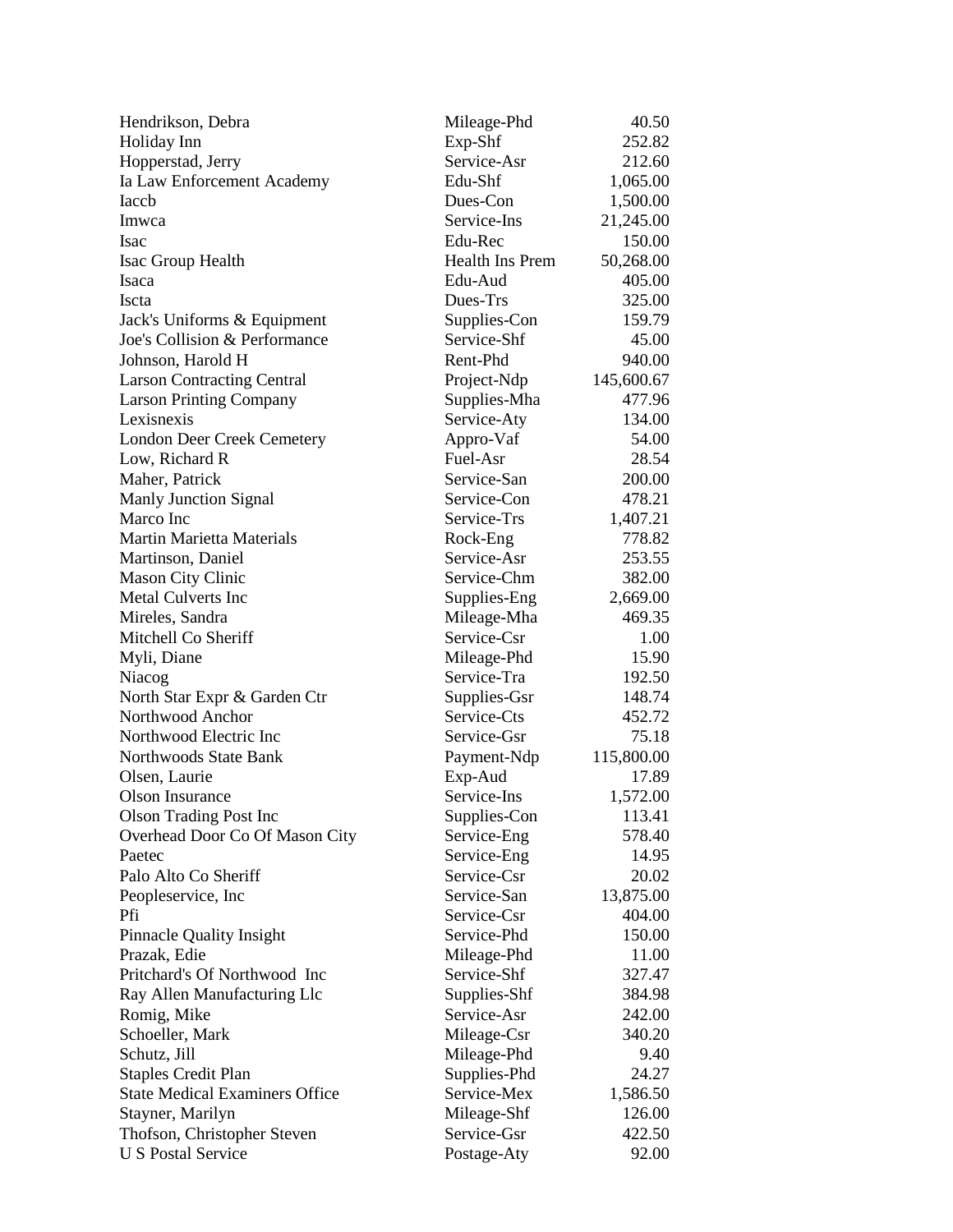| | | |
|---|---|---|
| Hendrikson, Debra | Mileage-Phd | 40.50 |
| Holiday Inn | Exp-Shf | 252.82 |
| Hopperstad, Jerry | Service-Asr | 212.60 |
| Ia Law Enforcement Academy | Edu-Shf | 1,065.00 |
| Iaccb | Dues-Con | 1,500.00 |
| Imwca | Service-Ins | 21,245.00 |
| Isac | Edu-Rec | 150.00 |
| Isac Group Health | Health Ins Prem | 50,268.00 |
| Isaca | Edu-Aud | 405.00 |
| Iscta | Dues-Trs | 325.00 |
| Jack's Uniforms & Equipment | Supplies-Con | 159.79 |
| Joe's Collision & Performance | Service-Shf | 45.00 |
| Johnson, Harold H | Rent-Phd | 940.00 |
| Larson Contracting Central | Project-Ndp | 145,600.67 |
| Larson Printing Company | Supplies-Mha | 477.96 |
| Lexisnexis | Service-Aty | 134.00 |
| London Deer Creek Cemetery | Appro-Vaf | 54.00 |
| Low, Richard R | Fuel-Asr | 28.54 |
| Maher, Patrick | Service-San | 200.00 |
| Manly Junction Signal | Service-Con | 478.21 |
| Marco Inc | Service-Trs | 1,407.21 |
| Martin Marietta Materials | Rock-Eng | 778.82 |
| Martinson, Daniel | Service-Asr | 253.55 |
| Mason City Clinic | Service-Chm | 382.00 |
| Metal Culverts Inc | Supplies-Eng | 2,669.00 |
| Mireles, Sandra | Mileage-Mha | 469.35 |
| Mitchell Co Sheriff | Service-Csr | 1.00 |
| Myli, Diane | Mileage-Phd | 15.90 |
| Niacog | Service-Tra | 192.50 |
| North Star Expr & Garden Ctr | Supplies-Gsr | 148.74 |
| Northwood Anchor | Service-Cts | 452.72 |
| Northwood Electric Inc | Service-Gsr | 75.18 |
| Northwoods State Bank | Payment-Ndp | 115,800.00 |
| Olsen, Laurie | Exp-Aud | 17.89 |
| Olson Insurance | Service-Ins | 1,572.00 |
| Olson Trading Post Inc | Supplies-Con | 113.41 |
| Overhead Door Co Of Mason City | Service-Eng | 578.40 |
| Paetec | Service-Eng | 14.95 |
| Palo Alto Co Sheriff | Service-Csr | 20.02 |
| Peopleservice, Inc | Service-San | 13,875.00 |
| Pfi | Service-Csr | 404.00 |
| Pinnacle Quality Insight | Service-Phd | 150.00 |
| Prazak, Edie | Mileage-Phd | 11.00 |
| Pritchard's Of Northwood Inc | Service-Shf | 327.47 |
| Ray Allen Manufacturing Llc | Supplies-Shf | 384.98 |
| Romig, Mike | Service-Asr | 242.00 |
| Schoeller, Mark | Mileage-Csr | 340.20 |
| Schutz, Jill | Mileage-Phd | 9.40 |
| Staples Credit Plan | Supplies-Phd | 24.27 |
| State Medical Examiners Office | Service-Mex | 1,586.50 |
| Stayner, Marilyn | Mileage-Shf | 126.00 |
| Thofson, Christopher Steven | Service-Gsr | 422.50 |
| U S Postal Service | Postage-Aty | 92.00 |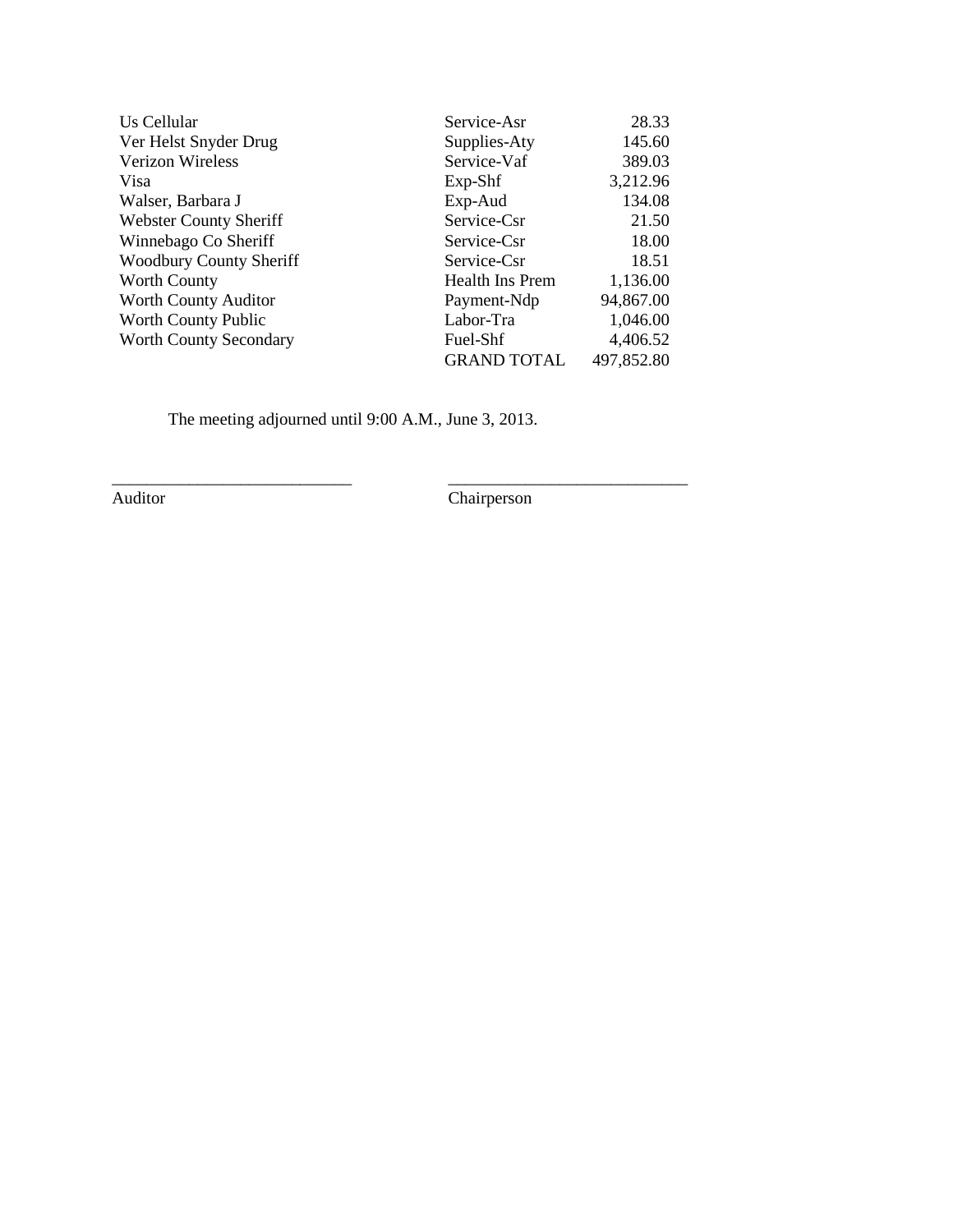| | | |
|---|---|---|
| Us Cellular | Service-Asr | 28.33 |
| Ver Helst Snyder Drug | Supplies-Aty | 145.60 |
| Verizon Wireless | Service-Vaf | 389.03 |
| Visa | Exp-Shf | 3,212.96 |
| Walser, Barbara J | Exp-Aud | 134.08 |
| Webster County Sheriff | Service-Csr | 21.50 |
| Winnebago Co Sheriff | Service-Csr | 18.00 |
| Woodbury County Sheriff | Service-Csr | 18.51 |
| Worth County | Health Ins Prem | 1,136.00 |
| Worth County Auditor | Payment-Ndp | 94,867.00 |
| Worth County Public | Labor-Tra | 1,046.00 |
| Worth County Secondary | Fuel-Shf | 4,406.52 |
| | GRAND TOTAL | 497,852.80 |

The meeting adjourned until 9:00 A.M., June 3, 2013.

\_\_\_\_\_\_\_\_\_\_\_\_\_\_\_\_\_\_\_\_\_\_\_\_\_\_\_\_ \_\_\_\_\_\_\_\_\_\_\_\_\_\_\_\_\_\_\_\_\_\_\_\_\_\_\_\_

Auditor Chairperson